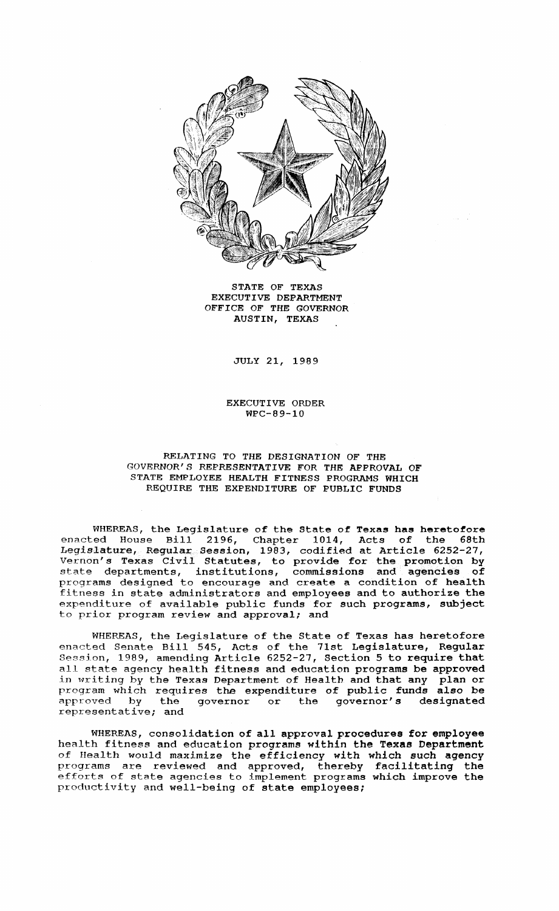STATE OF TEXAS
EXECUTIVE DEPARTMENT
OFFICE OF THE GOVERNOR
AUSTIN, TEXAS

JULY 21, 1989

EXECUTIVE ORDER
WPC-89-10

RELATING TO THE DESIGNATION OF THE GOVERNOR'S REPRESENTATIVE FOR THE APPROVAL OF STATE EMPLOYEE HEALTH FITNESS PROGRAMS WHICH REQUIRE THE EXPENDITURE OF PUBLIC FUNDS

WHEREAS, the Legislature of the State of Texas has heretofore enacted House Bill 2196, Chapter 1014, Acts of the 68th Legislature, Regular Session, 1983, codified at Article 6252-27, Vernon's Texas Civil Statutes, to provide for the promotion by state departments, institutions, commissions and agencies of programs designed to encourage and create a condition of health fitness in state administrators and employees and to authorize the expenditure of available public funds for such programs, subject to prior program review and approval; and

WHEREAS, the Legislature of the State of Texas has heretofore enacted Senate Bill 545, Acts of the 71st Legislature, Regular Session, 1989, amending Article 6252-27, Section 5 to require that all state agency health fitness and education programs be approved in writing by the Texas Department of Health and that any plan or program which requires the expenditure of public funds also be approved by the governor or the governor's designated representative; and

WHEREAS, consolidation of all approval procedures for employee health fitness and education programs within the Texas Department of Health would maximize the efficiency with which such agency programs are reviewed and approved, thereby facilitating the efforts of state agencies to implement programs which improve the productivity and well-being of state employees;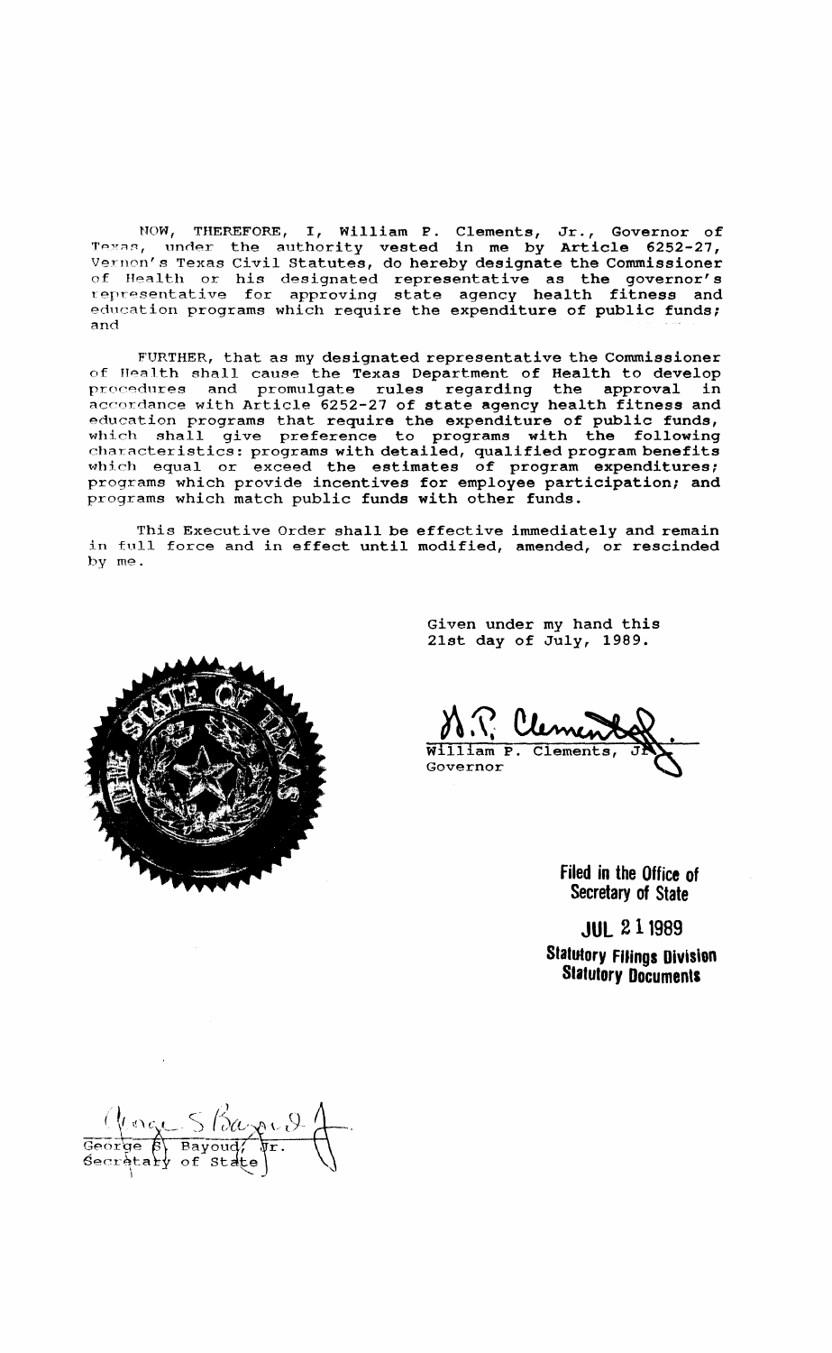NOW, THEREFORE, I, William P. Clements, Jr., Governor of Texas, under the authority vested in me by Article 6252-27, Vernon's Texas Civil Statutes, do hereby designate the Commissioner of Health or his designated representative as the governor's representative for approving state agency health fitness and education programs which require the expenditure of public funds; and

FURTHER, that as my designated representative the Commissioner of Health shall cause the Texas Department of Health to develop procedures and promulgate rules regarding the approval in accordance with Article 6252-27 of state agency health fitness and education programs that require the expenditure of public funds, which shall give preference to programs with the following characteristics: programs with detailed, qualified program benefits which equal or exceed the estimates of program expenditures; programs which provide incentives for employee participation; and programs which match public funds with other funds.

This Executive Order shall be effective immediately and remain in full force and in effect until modified, amended, or rescinded by me.

Given under my hand this
21st day of July, 1989.

William P. Clements, Jr.
Governor

**Filed in the Office of Secretary of State**

**JUL 21 1989**

**Statutory Filings Division**
**Statutory Documents**

George S. Bayoud, Jr.
Secretary of State